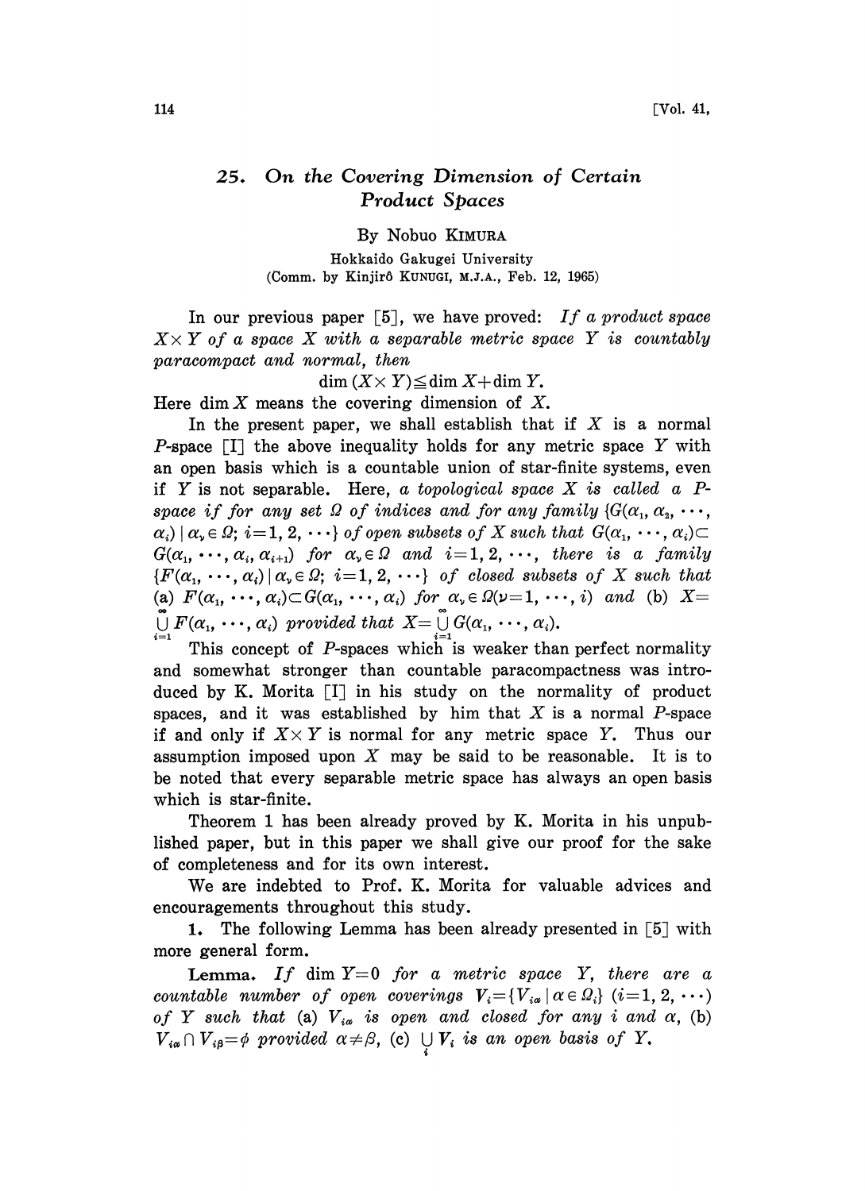# 25. On the Covering Dimension of Certain Product Spaces

By Nobuo KIMURA

Hokkaido Gakugei University

(Comm. by Kinjirô KUNUGI, M.J.A., Feb. 12, 1965)

In our previous paper [5], we have proved: *If a product space $X\times Y$ of a space $X$ with a separable metric space $Y$ is countably paracompact and normal, then*

$$\dim(X\times Y)\leqq \dim X+\dim Y.$$

Here $\dim X$ means the covering dimension of $X$.

In the present paper, we shall establish that if $X$ is a normal $P$-space [I] the above inequality holds for any metric space $Y$ with an open basis which is a countable union of star-finite systems, even if $Y$ is not separable. Here, *a topological space $X$ is called a $P$-space if for any set $\Omega$ of indices and for any family $\{G(\alpha_1, \alpha_2, \cdots, \alpha_i)\mid \alpha_\nu\in\Omega;\ i=1,2,\cdots\}$ of open subsets of $X$ such that $G(\alpha_1,\cdots,\alpha_i)\subset G(\alpha_1,\cdots,\alpha_i,\alpha_{i+1})$ for $\alpha_\nu\in\Omega$ and $i=1,2,\cdots$, there is a family $\{F(\alpha_1,\cdots,\alpha_i)\mid \alpha_\nu\in\Omega;\ i=1,2,\cdots\}$ of closed subsets of $X$ such that (a) $F(\alpha_1,\cdots,\alpha_i)\subset G(\alpha_1,\cdots,\alpha_i)$ for $\alpha_\nu\in\Omega(\nu=1,\cdots,i)$ and (b) $X=\bigcup_{i=1}^{\infty}F(\alpha_1,\cdots,\alpha_i)$ provided that $X=\bigcup_{i=1}^{\infty}G(\alpha_1,\cdots,\alpha_i)$.*

This concept of $P$-spaces which is weaker than perfect normality and somewhat stronger than countable paracompactness was introduced by K. Morita [I] in his study on the normality of product spaces, and it was established by him that $X$ is a normal $P$-space if and only if $X\times Y$ is normal for any metric space $Y$. Thus our assumption imposed upon $X$ may be said to be reasonable. It is to be noted that every separable metric space has always an open basis which is star-finite.

Theorem 1 has been already proved by K. Morita in his unpublished paper, but in this paper we shall give our proof for the sake of completeness and for its own interest.

We are indebted to Prof. K. Morita for valuable advices and encouragements throughout this study.

**1.** The following Lemma has been already presented in [5] with more general form.

**Lemma.** *If $\dim Y=0$ for a metric space $Y$, there are a countable number of open coverings $V_i=\{V_{i\alpha}\mid \alpha\in\Omega_i\}$ $(i=1,2,\cdots)$ of $Y$ such that (a) $V_{i\alpha}$ is open and closed for any $i$ and $\alpha$, (b) $V_{i\alpha}\cap V_{i\beta}=\phi$ provided $\alpha\neq\beta$, (c) $\bigcup_i V_i$ is an open basis of $Y$.*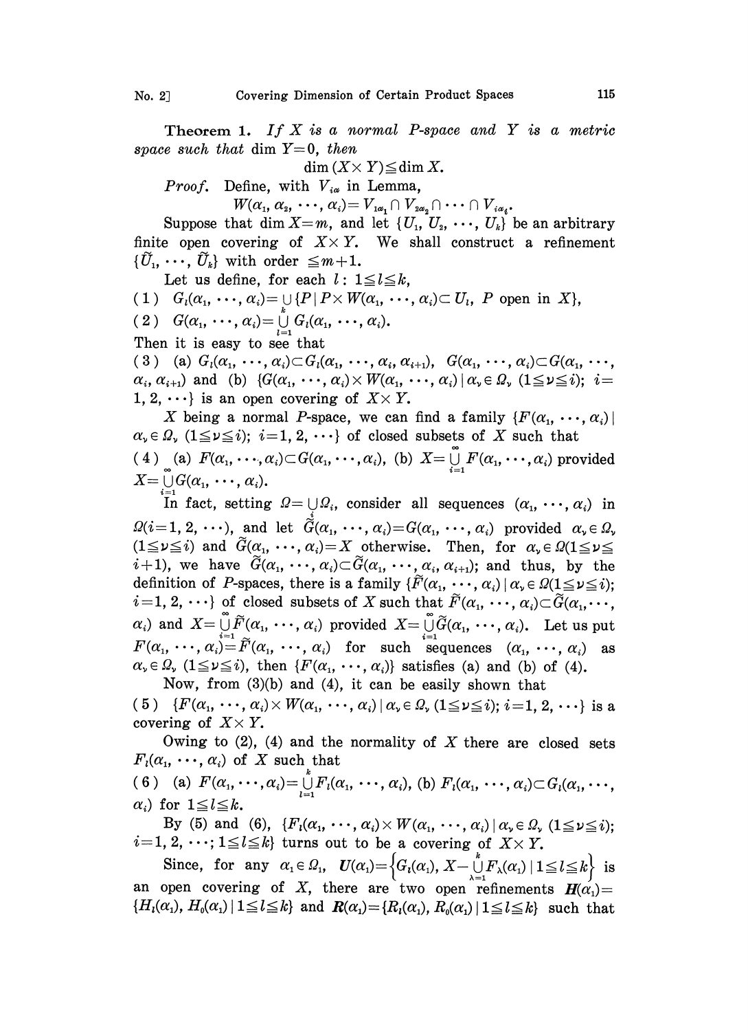**Theorem 1.** *If $X$ is a normal $P$-space and $Y$ is a metric space such that* $\dim Y=0$, *then*

$$\dim(X\times Y)\leqq \dim X.$$

*Proof.* Define, with $V_{i\alpha}$ in Lemma,

$$W(\alpha_1, \alpha_2, \cdots, \alpha_i)=V_{1\alpha_1}\cap V_{2\alpha_2}\cap\cdots\cap V_{i\alpha_i}.$$

Suppose that $\dim X=m$, and let $\{U_1, U_2, \cdots, U_k\}$ be an arbitrary finite open covering of $X\times Y$. We shall construct a refinement $\{\tilde{U}_1, \cdots, \tilde{U}_k\}$ with order $\leqq m+1$.

Let us define, for each $l$: $1\leqq l\leqq k$,

(1) $G_l(\alpha_1, \cdots, \alpha_i)=\cup\{P\,|\,P\times W(\alpha_1, \cdots, \alpha_i)\subset U_l,\ P \text{ open in } X\}$,

(2) $G(\alpha_1, \cdots, \alpha_i)=\bigcup_{l=1}^{k} G_l(\alpha_1, \cdots, \alpha_i)$.

Then it is easy to see that

(3) (a) $G_l(\alpha_1, \cdots, \alpha_i)\subset G_l(\alpha_1, \cdots, \alpha_i, \alpha_{i+1})$, $G(\alpha_1, \cdots, \alpha_i)\subset G(\alpha_1, \cdots, \alpha_i, \alpha_{i+1})$ and (b) $\{G(\alpha_1, \cdots, \alpha_i)\times W(\alpha_1, \cdots, \alpha_i)\,|\,\alpha_\nu\in\Omega_\nu\ (1\leqq\nu\leqq i);\ i=1, 2, \cdots\}$ is an open covering of $X\times Y$.

$X$ being a normal $P$-space, we can find a family $\{F(\alpha_1, \cdots, \alpha_i)\,|\,\alpha_\nu\in\Omega_\nu\ (1\leqq\nu\leqq i);\ i=1, 2, \cdots\}$ of closed subsets of $X$ such that

(4) (a) $F(\alpha_1, \cdots, \alpha_i)\subset G(\alpha_1, \cdots, \alpha_i)$, (b) $X=\bigcup_{i=1}^{\infty} F(\alpha_1, \cdots, \alpha_i)$ provided $X=\bigcup_{i=1}^{\infty} G(\alpha_1, \cdots, \alpha_i)$.

In fact, setting $\Omega=\bigcup_i \Omega_i$, consider all sequences $(\alpha_1, \cdots, \alpha_i)$ in $\Omega (i=1, 2, \cdots)$, and let $\tilde{G}(\alpha_1, \cdots, \alpha_i)=G(\alpha_1, \cdots, \alpha_i)$ provided $\alpha_\nu\in\Omega_\nu$ $(1\leqq\nu\leqq i)$ and $\tilde{G}(\alpha_1, \cdots, \alpha_i)=X$ otherwise. Then, for $\alpha_\nu\in\Omega (1\leqq\nu\leqq i+1)$, we have $\tilde{G}(\alpha_1, \cdots, \alpha_i)\subset\tilde{G}(\alpha_1, \cdots, \alpha_i, \alpha_{i+1})$; and thus, by the definition of $P$-spaces, there is a family $\{\tilde{F}(\alpha_1, \cdots, \alpha_i)\,|\,\alpha_\nu\in\Omega (1\leqq\nu\leqq i);\ i=1, 2, \cdots\}$ of closed subsets of $X$ such that $\tilde{F}(\alpha_1, \cdots, \alpha_i)\subset\tilde{G}(\alpha_1, \cdots, \alpha_i)$ and $X=\bigcup_{i=1}^{\infty}\tilde{F}(\alpha_1, \cdots, \alpha_i)$ provided $X=\bigcup_{i=1}^{\infty}\tilde{G}(\alpha_1, \cdots, \alpha_i)$. Let us put $F(\alpha_1, \cdots, \alpha_i)=\tilde{F}(\alpha_1, \cdots, \alpha_i)$ for such sequences $(\alpha_1, \cdots, \alpha_i)$ as $\alpha_\nu\in\Omega_\nu$ $(1\leqq\nu\leqq i)$, then $\{F(\alpha_1, \cdots, \alpha_i)\}$ satisfies (a) and (b) of (4).

Now, from (3)(b) and (4), it can be easily shown that

(5) $\{F(\alpha_1, \cdots, \alpha_i)\times W(\alpha_1, \cdots, \alpha_i)\,|\,\alpha_\nu\in\Omega_\nu\ (1\leqq\nu\leqq i);\ i=1, 2, \cdots\}$ is a covering of $X\times Y$.

Owing to (2), (4) and the normality of $X$ there are closed sets $F_l(\alpha_1, \cdots, \alpha_i)$ of $X$ such that

(6) (a) $F(\alpha_1, \cdots, \alpha_i)=\bigcup_{l=1}^{k} F_l(\alpha_1, \cdots, \alpha_i)$, (b) $F_l(\alpha_1, \cdots, \alpha_i)\subset G_l(\alpha_1, \cdots, \alpha_i)$ for $1\leqq l\leqq k$.

By (5) and (6), $\{F_l(\alpha_1, \cdots, \alpha_i)\times W(\alpha_1, \cdots, \alpha_i)\,|\,\alpha_\nu\in\Omega_\nu\ (1\leqq\nu\leqq i);\ i=1, 2, \cdots; 1\leqq l\leqq k\}$ turns out to be a covering of $X\times Y$.

Since, for any $\alpha_1\in\Omega_1$, $\boldsymbol{U}(\alpha_1)=\left\{G_l(\alpha_1), X-\bigcup_{\lambda=1}^{k} F_\lambda(\alpha_1)\,|\,1\leqq l\leqq k\right\}$ is an open covering of $X$, there are two open refinements $\boldsymbol{H}(\alpha_1)=\{H_l(\alpha_1), H_0(\alpha_1)\,|\,1\leqq l\leqq k\}$ and $\boldsymbol{R}(\alpha_1)=\{R_l(\alpha_1), R_0(\alpha_1)\,|\,1\leqq l\leqq k\}$ such that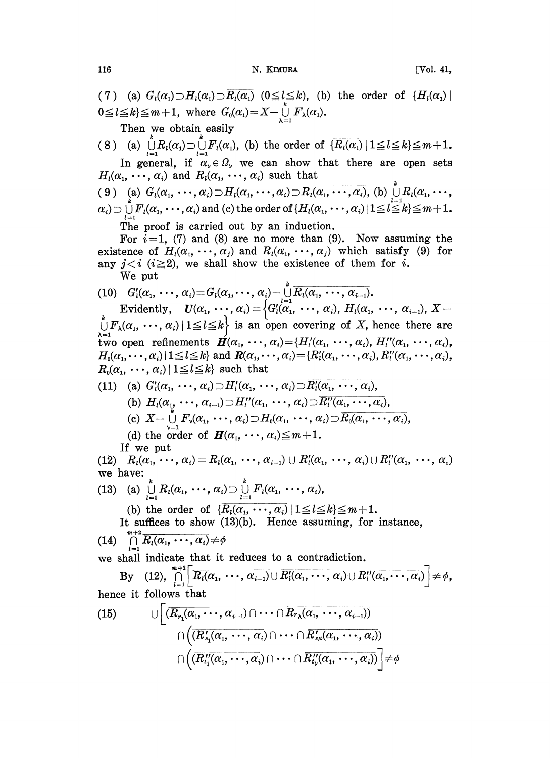(7) (a) $G_l(\alpha_1)\supset H_l(\alpha_1)\supset\overline{R_l(\alpha_1)}$ $(0\leqq l\leqq k)$, (b) the order of $\{H_l(\alpha_1)\mid 0\leqq l\leqq k\}\leqq m+1$, where $G_0(\alpha_1)=X-\bigcup_{\lambda=1}^{k}F_\lambda(\alpha_1)$.

Then we obtain easily

(8) (a) $\bigcup_{l=1}^{k}R_l(\alpha_1)\supset\bigcup_{l=1}^{k}F_l(\alpha_1)$, (b) the order of $\{\overline{R_l(\alpha_1)}\mid 1\leqq l\leqq k\}\leqq m+1$.

In general, if $\alpha_\nu\in\Omega_\nu$ we can show that there are open sets $H_l(\alpha_1,\cdots,\alpha_i)$ and $R_l(\alpha_1,\cdots,\alpha_i)$ such that

(9) (a) $G_l(\alpha_1,\cdots,\alpha_i)\supset H_l(\alpha_1,\cdots,\alpha_i)\supset\overline{R_l(\alpha_1,\cdots,\alpha_i)}$, (b) $\bigcup_{l=1}^{k}R_l(\alpha_1,\cdots,\alpha_i)\supset\bigcup_{l=1}^{k}F_l(\alpha_1,\cdots,\alpha_i)$ and (c) the order of $\{H_l(\alpha_1,\cdots,\alpha_i)\mid 1\leqq l\leqq k\}\leqq m+1$.

The proof is carried out by an induction.

For $i=1$, (7) and (8) are no more than (9). Now assuming the existence of $H_l(\alpha_1,\cdots,\alpha_j)$ and $R_l(\alpha_1,\cdots,\alpha_j)$ which satisfy (9) for any $j<i$ $(i\geqq 2)$, we shall show the existence of them for $i$.

We put

(10) $G_l'(\alpha_1,\cdots,\alpha_i)=G_l(\alpha_1,\cdots,\alpha_i)-\bigcup_{l=1}^{k}\overline{R_l(\alpha_1,\cdots,\alpha_{i-1})}$.

Evidently, $\boldsymbol{U}(\alpha_1,\cdots,\alpha_i)=\Big\{G_l'(\alpha_1,\cdots,\alpha_i),\ H_l(\alpha_1,\cdots,\alpha_{i-1}),\ X-\bigcup_{\lambda=1}^{k}F_\lambda(\alpha_1,\cdots,\alpha_i)\mid 1\leqq l\leqq k\Big\}$ is an open covering of $X$, hence there are two open refinements $\boldsymbol{H}(\alpha_1,\cdots,\alpha_i)=\{H_l'(\alpha_1,\cdots,\alpha_i),H_l''(\alpha_1,\cdots,\alpha_i),H_0(\alpha_1,\cdots,\alpha_i)\mid 1\leqq l\leqq k\}$ and $\boldsymbol{R}(\alpha_1,\cdots,\alpha_i)=\{R_l'(\alpha_1,\cdots,\alpha_i),R_l''(\alpha_1,\cdots,\alpha_i),R_0(\alpha_1,\cdots,\alpha_i)\mid 1\leqq l\leqq k\}$ such that

(11) (a) $G_l'(\alpha_1,\cdots,\alpha_i)\supset H_l'(\alpha_1,\cdots,\alpha_i)\supset\overline{R_l'(\alpha_1,\cdots,\alpha_i)}$,

(b) $H_l(\alpha_1,\cdots,\alpha_{i-1})\supset H_l''(\alpha_1,\cdots,\alpha_i)\supset\overline{R_l''(\alpha_1,\cdots,\alpha_i)}$,

(c) $X-\bigcup_{\nu=1}^{k}F_\nu(\alpha_1,\cdots,\alpha_i)\supset H_0(\alpha_1,\cdots,\alpha_i)\supset\overline{R_0(\alpha_1,\cdots,\alpha_i)}$,

(d) the order of $\boldsymbol{H}(\alpha_1,\cdots,\alpha_i)\leqq m+1$.

If we put

(12) $R_l(\alpha_1,\cdots,\alpha_i)=R_l(\alpha_1,\cdots,\alpha_{i-1})\cup R_l'(\alpha_1,\cdots,\alpha_i)\cup R_l''(\alpha_1,\cdots,\alpha_i)$

we have:

(13) (a) $\bigcup_{l=1}^{k}R_l(\alpha_1,\cdots,\alpha_i)\supset\bigcup_{l=1}^{k}F_l(\alpha_1,\cdots,\alpha_i)$,

(b) the order of $\{\overline{R_l(\alpha_1,\cdots,\alpha_i)}\mid 1\leqq l\leqq k\}\leqq m+1$.

It suffices to show (13)(b). Hence assuming, for instance,

(14) $\bigcap_{l=1}^{m+2}\overline{R_l(\alpha_1,\cdots,\alpha_i)}\neq\phi$

we shall indicate that it reduces to a contradiction.

By (12), $\bigcap_{l=1}^{m+2}\Big[\overline{R_l(\alpha_1,\cdots,\alpha_{i-1})}\cup\overline{R_l'(\alpha_1,\cdots,\alpha_i)}\cup\overline{R_l''(\alpha_1,\cdots,\alpha_i)}\Big]\neq\phi$, hence it follows that

$$(15)\qquad \bigcup\Big[\big(\overline{R_{r_1}(\alpha_1,\cdots,\alpha_{i-1})}\cap\cdots\cap\overline{R_{r_\lambda}(\alpha_1,\cdots,\alpha_{i-1})}\big)\cap\big(\overline{R_{s_1}'(\alpha_1,\cdots,\alpha_i)}\cap\cdots\cap\overline{R_{s_\mu}'(\alpha_1,\cdots,\alpha_i)}\big)\cap\big(\overline{R_{t_1}''(\alpha_1,\cdots,\alpha_i)}\cap\cdots\cap\overline{R_{t_\nu}''(\alpha_1,\cdots,\alpha_i)}\big)\Big]\neq\phi$$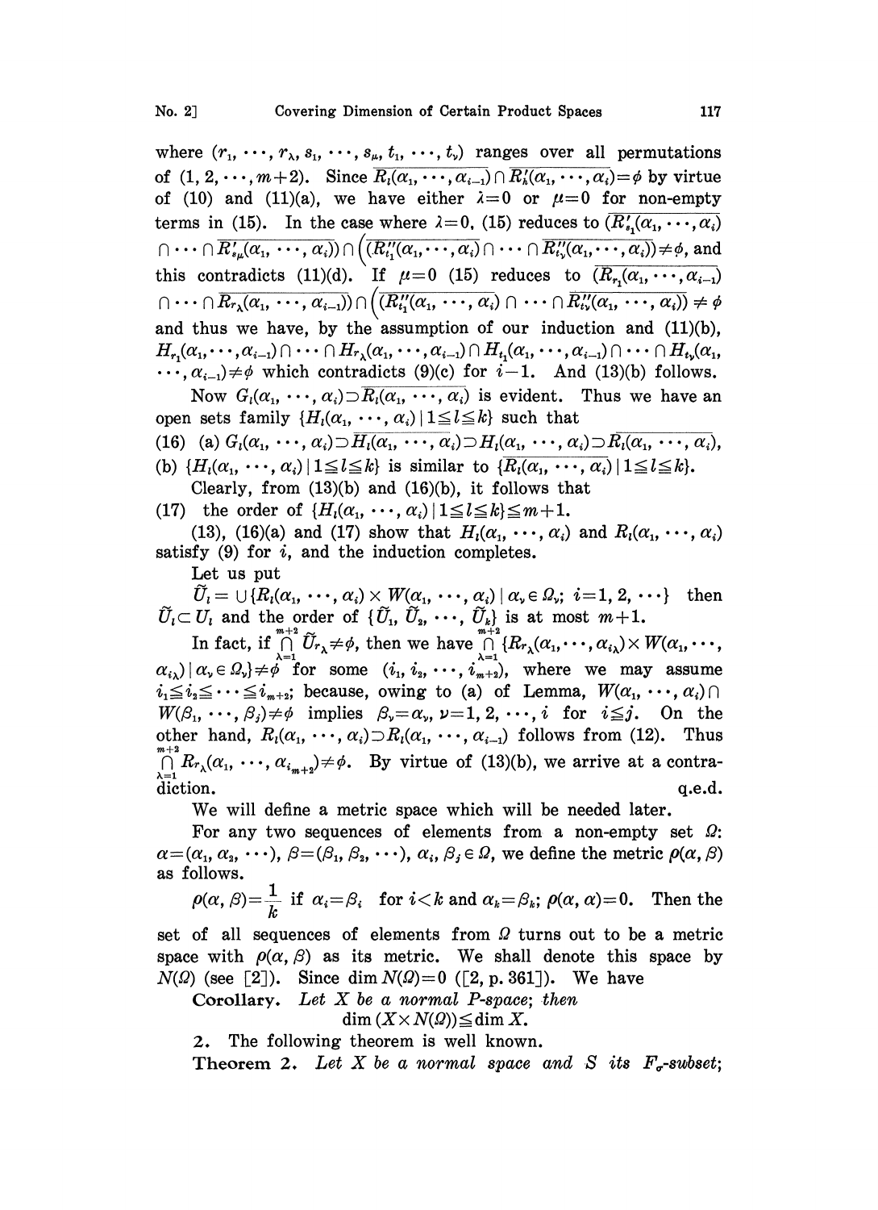where $(r_1, \cdots, r_\lambda, s_1, \cdots, s_\mu, t_1, \cdots, t_\nu)$ ranges over all permutations of $(1, 2, \cdots, m+2)$. Since $\overline{R_l(\alpha_1, \cdots, \alpha_{i-1})} \cap \overline{R'_h(\alpha_1, \cdots, \alpha_i)} = \phi$ by virtue of (10) and (11)(a), we have either $\lambda = 0$ or $\mu = 0$ for non-empty terms in (15). In the case where $\lambda = 0$, (15) reduces to $(\overline{R'_{s_1}(\alpha_1, \cdots, \alpha_i)} \cap \cdots \cap \overline{R'_{s_\mu}(\alpha_1, \cdots, \alpha_i)}) \cap \left((\overline{R''_{t_1}(\alpha_1, \cdots, \alpha_i)} \cap \cdots \cap \overline{R''_{t_\nu}(\alpha_1, \cdots, \alpha_i)}\right) \neq \phi$, and this contradicts (11)(d). If $\mu = 0$ (15) reduces to $(\overline{R_{r_1}(\alpha_1, \cdots, \alpha_{i-1})} \cap \cdots \cap \overline{R_{r_\lambda}(\alpha_1, \cdots, \alpha_{i-1})}) \cap \left((\overline{R''_{t_1}(\alpha_1, \cdots, \alpha_i)} \cap \cdots \cap \overline{R''_{t_\nu}(\alpha_1, \cdots, \alpha_i)}\right) \neq \phi$ and thus we have, by the assumption of our induction and (11)(b), $H_{r_1}(\alpha_1, \cdots, \alpha_{i-1}) \cap \cdots \cap H_{r_\lambda}(\alpha_1, \cdots, \alpha_{i-1}) \cap H_{t_1}(\alpha_1, \cdots, \alpha_{i-1}) \cap \cdots \cap H_{t_\nu}(\alpha_1, \cdots, \alpha_{i-1}) \neq \phi$ which contradicts (9)(c) for $i-1$. And (13)(b) follows.

Now $G_l(\alpha_1, \cdots, \alpha_i) \supset \overline{R_l(\alpha_1, \cdots, \alpha_i)}$ is evident. Thus we have an open sets family $\{H_l(\alpha_1, \cdots, \alpha_i) \mid 1 \leqq l \leqq k\}$ such that

(16) (a) $G_l(\alpha_1, \cdots, \alpha_i) \supset \overline{H_l(\alpha_1, \cdots, \alpha_i)} \supset H_l(\alpha_1, \cdots, \alpha_i) \supset \overline{R_l(\alpha_1, \cdots, \alpha_i)}$,

(b) $\{H_l(\alpha_1, \cdots, \alpha_i) \mid 1 \leqq l \leqq k\}$ is similar to $\{\overline{R_l(\alpha_1, \cdots, \alpha_i)} \mid 1 \leqq l \leqq k\}$.

Clearly, from (13)(b) and (16)(b), it follows that

(17) the order of $\{H_l(\alpha_1, \cdots, \alpha_i) \mid 1 \leqq l \leqq k\} \leqq m+1$.

(13), (16)(a) and (17) show that $H_l(\alpha_1, \cdots, \alpha_i)$ and $R_l(\alpha_1, \cdots, \alpha_i)$ satisfy (9) for $i$, and the induction completes.

Let us put

$\tilde{U}_l = \cup \{R_l(\alpha_1, \cdots, \alpha_i) \times W(\alpha_1, \cdots, \alpha_i) \mid \alpha_\nu \in \Omega_\nu;\ i = 1, 2, \cdots\}$ then $\tilde{U}_l \subset U_l$ and the order of $\{\tilde{U}_1, \tilde{U}_2, \cdots, \tilde{U}_k\}$ is at most $m+1$.

In fact, if $\bigcap_{\lambda=1}^{m+2} \tilde{U}_{r_\lambda} \neq \phi$, then we have $\bigcap_{\lambda=1}^{m+2} \{R_{r_\lambda}(\alpha_1, \cdots, \alpha_{i_\lambda}) \times W(\alpha_1, \cdots, \alpha_{i_\lambda}) \mid \alpha_\nu \in \Omega_\nu\} \neq \phi$ for some $(i_1, i_2, \cdots, i_{m+2})$, where we may assume $i_1 \leqq i_2 \leqq \cdots \leqq i_{m+2}$; because, owing to (a) of Lemma, $W(\alpha_1, \cdots, \alpha_i) \cap W(\beta_1, \cdots, \beta_j) \neq \phi$ implies $\beta_\nu = \alpha_\nu$, $\nu = 1, 2, \cdots, i$ for $i \leqq j$. On the other hand, $R_l(\alpha_1, \cdots, \alpha_i) \supset R_l(\alpha_1, \cdots, \alpha_{i-1})$ follows from (12). Thus $\bigcap_{\lambda=1}^{m+2} R_{r_\lambda}(\alpha_1, \cdots, \alpha_{i_{m+2}}) \neq \phi$. By virtue of (13)(b), we arrive at a contradiction. q.e.d.

We will define a metric space which will be needed later.

For any two sequences of elements from a non-empty set $\Omega$: $\alpha = (\alpha_1, \alpha_2, \cdots)$, $\beta = (\beta_1, \beta_2, \cdots)$, $\alpha_i, \beta_j \in \Omega$, we define the metric $\rho(\alpha, \beta)$ as follows.

$\rho(\alpha, \beta) = \dfrac{1}{k}$ if $\alpha_i = \beta_i$ for $i < k$ and $\alpha_k \neq \beta_k$; $\rho(\alpha, \alpha) = 0$. Then the set of all sequences of elements from $\Omega$ turns out to be a metric space with $\rho(\alpha, \beta)$ as its metric. We shall denote this space by $N(\Omega)$ (see [2]). Since $\dim N(\Omega) = 0$ ([2, p. 361]). We have

**Corollary.** *Let $X$ be a normal P-space; then*

$$\dim (X \times N(\Omega)) \leqq \dim X.$$

2. The following theorem is well known.

**Theorem 2.** *Let $X$ be a normal space and $S$ its $F_\sigma$-subset;*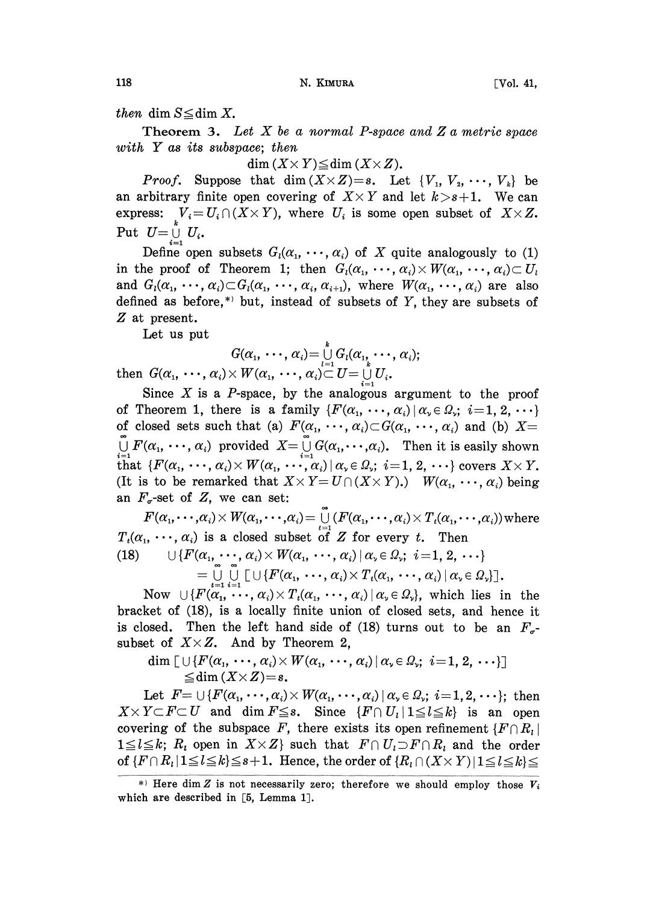*then* $\dim S \leqq \dim X$.

**Theorem 3.** *Let $X$ be a normal $P$-space and $Z$ a metric space with $Y$ as its subspace; then*

$$\dim (X \times Y) \leqq \dim (X \times Z).$$

*Proof.* Suppose that $\dim (X \times Z) = s$. Let $\{V_1, V_2, \cdots, V_k\}$ be an arbitrary finite open covering of $X \times Y$ and let $k > s+1$. We can express: $V_i = U_i \cap (X \times Y)$, where $U_i$ is some open subset of $X \times Z$. Put $U = \bigcup_{i=1}^{k} U_i$.

Define open subsets $G_l(\alpha_1, \cdots, \alpha_i)$ of $X$ quite analogously to (1) in the proof of Theorem 1; then $G_l(\alpha_1, \cdots, \alpha_i) \times W(\alpha_1, \cdots, \alpha_i) \subset U_l$ and $G_l(\alpha_1, \cdots, \alpha_i) \subset G_l(\alpha_1, \cdots, \alpha_i, \alpha_{i+1})$, where $W(\alpha_1, \cdots, \alpha_i)$ are also defined as before,[*] but, instead of subsets of $Y$, they are subsets of $Z$ at present.

Let us put

$$G(\alpha_1, \cdots, \alpha_i) = \bigcup_{l=1}^{k} G_l(\alpha_1, \cdots, \alpha_i);$$

then $G(\alpha_1, \cdots, \alpha_i) \times W(\alpha_1, \cdots, \alpha_i) \subset U = \bigcup_{i=1}^{k} U_i$.

Since $X$ is a $P$-space, by the analogous argument to the proof of Theorem 1, there is a family $\{F(\alpha_1, \cdots, \alpha_i) \mid \alpha_\nu \in \Omega_\nu;\ i=1, 2, \cdots\}$ of closed sets such that (a) $F(\alpha_1, \cdots, \alpha_i) \subset G(\alpha_1, \cdots, \alpha_i)$ and (b) $X = \bigcup_{i=1}^{\infty} F(\alpha_1, \cdots, \alpha_i)$ provided $X = \bigcup_{i=1}^{\infty} G(\alpha_1, \cdots, \alpha_i)$. Then it is easily shown that $\{F(\alpha_1, \cdots, \alpha_i) \times W(\alpha_1, \cdots, \alpha_i) \mid \alpha_\nu \in \Omega_\nu;\ i=1, 2, \cdots\}$ covers $X \times Y$. (It is to be remarked that $X \times Y = U \cap (X \times Y)$.) $W(\alpha_1, \cdots, \alpha_i)$ being an $F_\sigma$-set of $Z$, we can set:

$F(\alpha_1, \cdots, \alpha_i) \times W(\alpha_1, \cdots, \alpha_i) = \bigcup_{t=1}^{\infty} (F(\alpha_1, \cdots, \alpha_i) \times T_t(\alpha_1, \cdots, \alpha_i))$ where $T_t(\alpha_1, \cdots, \alpha_i)$ is a closed subset of $Z$ for every $t$. Then

$$\begin{aligned} (18) \qquad & \cup \{F(\alpha_1, \cdots, \alpha_i) \times W(\alpha_1, \cdots, \alpha_i) \mid \alpha_\nu \in \Omega_\nu;\ i=1, 2, \cdots\} \\ & = \bigcup_{t=1}^{\infty} \bigcup_{i=1}^{\infty} [\cup \{F(\alpha_1, \cdots, \alpha_i) \times T_t(\alpha_1, \cdots, \alpha_i) \mid \alpha_\nu \in \Omega_\nu\}]. \end{aligned}$$

Now $\cup \{F(\alpha_1, \cdots, \alpha_i) \times T_t(\alpha_1, \cdots, \alpha_i) \mid \alpha_\nu \in \Omega_\nu\}$, which lies in the bracket of (18), is a locally finite union of closed sets, and hence it is closed. Then the left hand side of (18) turns out to be an $F_\sigma$-subset of $X \times Z$. And by Theorem 2,

$$\begin{aligned} & \dim [\cup \{F(\alpha_1, \cdots, \alpha_i) \times W(\alpha_1, \cdots, \alpha_i) \mid \alpha_\nu \in \Omega_\nu;\ i=1, 2, \cdots\}] \\ & \leqq \dim (X \times Z) = s. \end{aligned}$$

Let $F = \cup \{F(\alpha_1, \cdots, \alpha_i) \times W(\alpha_1, \cdots, \alpha_i) \mid \alpha_\nu \in \Omega_\nu;\ i=1, 2, \cdots\}$; then $X \times Y \subset F \subset U$ and $\dim F \leqq s$. Since $\{F \cap U_l \mid 1 \leqq l \leqq k\}$ is an open covering of the subspace $F$, there exists its open refinement $\{F \cap R_l \mid 1 \leqq l \leqq k;\ R_l \text{ open in } X \times Z\}$ such that $F \cap U_l \supset F \cap R_l$ and the order of $\{F \cap R_l \mid 1 \leqq l \leqq k\} \leqq s+1$. Hence, the order of $\{R_l \cap (X \times Y) \mid 1 \leqq l \leqq k\} \leqq$

---

[*] Here $\dim Z$ is not necessarily zero; therefore we should employ those $V_i$ which are described in [5, Lemma 1].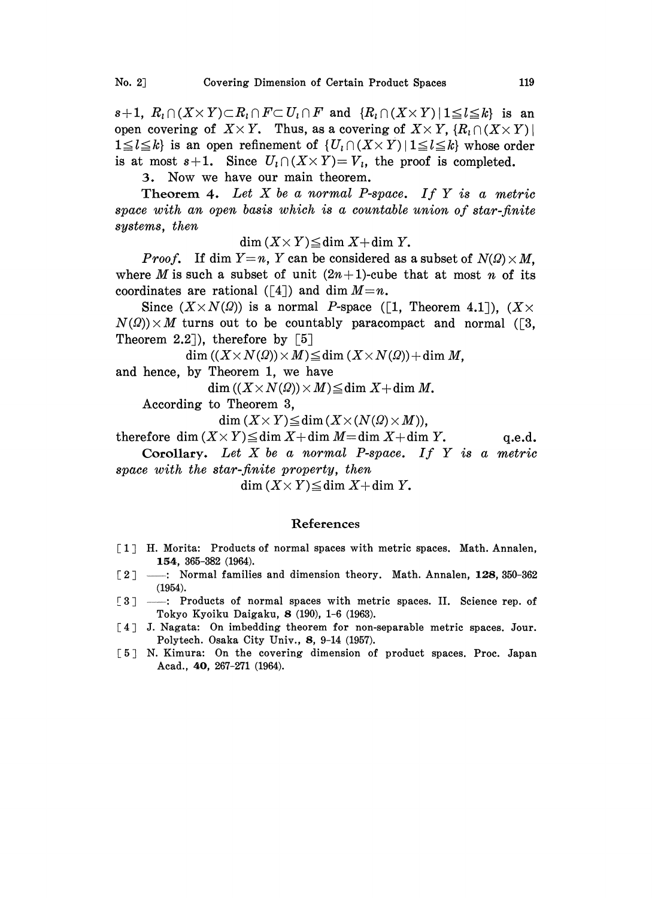$s+1$, $R_l \cap (X\times Y) \subset R_l \cap F \subset U_l \cap F$ and $\{R_l \cap (X\times Y) \mid 1 \leqq l \leqq k\}$ is an open covering of $X\times Y$. Thus, as a covering of $X\times Y$, $\{R_l \cap (X\times Y) \mid 1 \leqq l \leqq k\}$ is an open refinement of $\{U_l \cap (X\times Y) \mid 1 \leqq l \leqq k\}$ whose order is at most $s+1$. Since $U_l \cap (X\times Y) = V_l$, the proof is completed.

3. Now we have our main theorem.

**Theorem 4.** *Let $X$ be a normal P-space. If $Y$ is a metric space with an open basis which is a countable union of star-finite systems, then*

$$\dim (X\times Y) \leqq \dim X + \dim Y.$$

*Proof.* If $\dim Y = n$, $Y$ can be considered as a subset of $N(\Omega)\times M$, where $M$ is such a subset of unit $(2n+1)$-cube that at most $n$ of its coordinates are rational ([4]) and $\dim M = n$.

Since $(X\times N(\Omega))$ is a normal $P$-space ([1, Theorem 4.1]), $(X\times N(\Omega))\times M$ turns out to be countably paracompact and normal ([3, Theorem 2.2]), therefore by [5]

$$\dim ((X\times N(\Omega))\times M) \leqq \dim (X\times N(\Omega)) + \dim M,$$

and hence, by Theorem 1, we have

$$\dim ((X\times N(\Omega))\times M) \leqq \dim X + \dim M.$$

According to Theorem 3,

$$\dim (X\times Y) \leqq \dim (X\times (N(\Omega)\times M)),$$

therefore $\dim (X\times Y) \leqq \dim X + \dim M = \dim X + \dim Y$. q.e.d.

**Corollary.** *Let $X$ be a normal P-space. If $Y$ is a metric space with the star-finite property, then*

$$\dim (X\times Y) \leqq \dim X + \dim Y.$$

## References

[1] H. Morita: Products of normal spaces with metric spaces. Math. Annalen, **154**, 365–382 (1964).

[2] ——: Normal families and dimension theory. Math. Annalen, **128**, 350–362 (1954).

[3] ——: Products of normal spaces with metric spaces. II. Science rep. of Tokyo Kyoiku Daigaku, **8** (190), 1–6 (1963).

[4] J. Nagata: On imbedding theorem for non-separable metric spaces. Jour. Polytech. Osaka City Univ., **8**, 9–14 (1957).

[5] N. Kimura: On the covering dimension of product spaces. Proc. Japan Acad., **40**, 267–271 (1964).